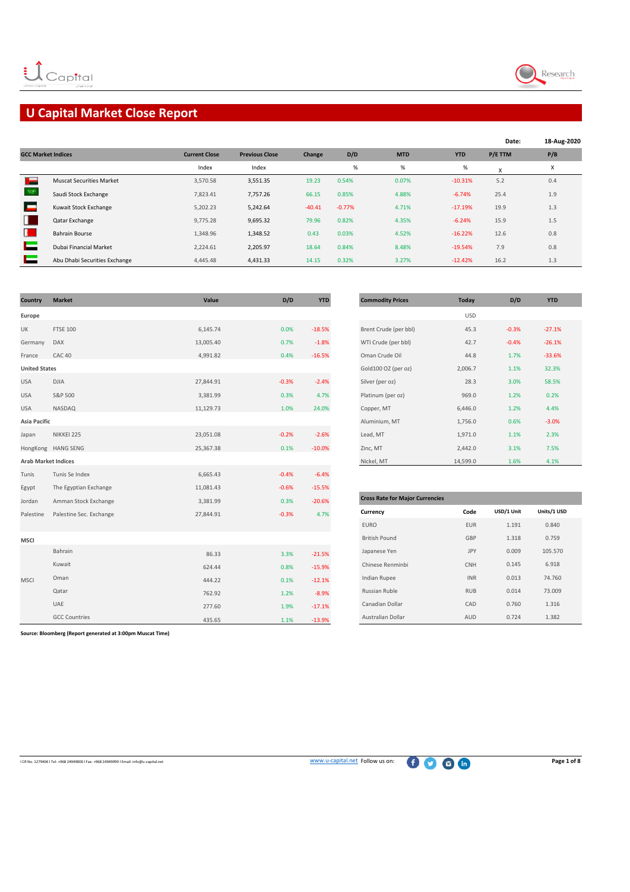# U Capital Market Close Report

**Date:** 18-Aug-2020

| GCC Market Indices | Current Close | Previous Close | Change | D/D | MTD | YTD | P/E TTM | P/B |
|---|---|---|---|---|---|---|---|---|
| | Index | Index | | % | % | % | X | X |
| Muscat Securities Market | 3,570.58 | 3,551.35 | 19.23 | 0.54% | 0.07% | -10.31% | 5.2 | 0.4 |
| Saudi Stock Exchange | 7,823.41 | 7,757.26 | 66.15 | 0.85% | 4.88% | -6.74% | 25.4 | 1.9 |
| Kuwait Stock Exchange | 5,202.23 | 5,242.64 | -40.41 | -0.77% | 4.71% | -17.19% | 19.9 | 1.3 |
| Qatar Exchange | 9,775.28 | 9,695.32 | 79.96 | 0.82% | 4.35% | -6.24% | 15.9 | 1.5 |
| Bahrain Bourse | 1,348.96 | 1,348.52 | 0.43 | 0.03% | 4.52% | -16.22% | 12.6 | 0.8 |
| Dubai Financial Market | 2,224.61 | 2,205.97 | 18.64 | 0.84% | 8.48% | -19.54% | 7.9 | 0.8 |
| Abu Dhabi Securities Exchange | 4,445.48 | 4,431.33 | 14.15 | 0.32% | 3.27% | -12.42% | 16.2 | 1.3 |

| Country | Market | Value | D/D | YTD |
|---|---|---|---|---|
| **Europe** | | | | |
| UK | FTSE 100 | 6,145.74 | 0.0% | -18.5% |
| Germany | DAX | 13,005.40 | 0.7% | -1.8% |
| France | CAC 40 | 4,991.82 | 0.4% | -16.5% |
| **United States** | | | | |
| USA | DJIA | 27,844.91 | -0.3% | -2.4% |
| USA | S&P 500 | 3,381.99 | 0.3% | 4.7% |
| USA | NASDAQ | 11,129.73 | 1.0% | 24.0% |
| **Asia Pacific** | | | | |
| Japan | NIKKEI 225 | 23,051.08 | -0.2% | -2.6% |
| HongKong | HANG SENG | 25,367.38 | 0.1% | -10.0% |
| **Arab Market Indices** | | | | |
| Tunis | Tunis Se Index | 6,665.43 | -0.4% | -6.4% |
| Egypt | The Egyptian Exchange | 11,081.43 | -0.6% | -15.5% |
| Jordan | Amman Stock Exchange | 3,381.99 | 0.3% | -20.6% |
| Palestine | Palestine Sec. Exchange | 27,844.91 | -0.3% | 4.7% |
| **MSCI** | | | | |
| MSCI | Bahrain | 86.33 | 3.3% | -21.5% |
| MSCI | Kuwait | 624.44 | 0.8% | -15.9% |
| MSCI | Oman | 444.22 | 0.1% | -12.1% |
| MSCI | Qatar | 762.92 | 1.2% | -8.9% |
| MSCI | UAE | 277.60 | 1.9% | -17.1% |
| MSCI | GCC Countries | 435.65 | 1.1% | -13.9% |

| Commodity Prices | Today | D/D | YTD |
|---|---|---|---|
| | USD | | |
| Brent Crude (per bbl) | 45.3 | -0.3% | -27.1% |
| WTI Crude (per bbl) | 42.7 | -0.4% | -26.1% |
| Oman Crude Oil | 44.8 | 1.7% | -33.6% |
| Gold100 OZ (per oz) | 2,006.7 | 1.1% | 32.3% |
| Silver (per oz) | 28.3 | 3.0% | 58.5% |
| Platinum (per oz) | 969.0 | 1.2% | 0.2% |
| Copper, MT | 6,446.0 | 1.2% | 4.4% |
| Aluminium, MT | 1,756.0 | 0.6% | -3.0% |
| Lead, MT | 1,971.0 | 1.1% | 2.3% |
| Zinc, MT | 2,442.0 | 3.1% | 7.5% |
| Nickel, MT | 14,599.0 | 1.6% | 4.1% |

**Cross Rate for Major Currencies**

| Currency | Code | USD/1 Unit | Units/1 USD |
|---|---|---|---|
| EURO | EUR | 1.191 | 0.840 |
| British Pound | GBP | 1.318 | 0.759 |
| Japanese Yen | JPY | 0.009 | 105.570 |
| Chinese Renminbi | CNH | 0.145 | 6.918 |
| Indian Rupee | INR | 0.013 | 74.760 |
| Russian Ruble | RUB | 0.014 | 73.009 |
| Canadian Dollar | CAD | 0.760 | 1.316 |
| Australian Dollar | AUD | 0.724 | 1.382 |

**Source: Bloomberg (Report generated at 3:00pm Muscat Time)**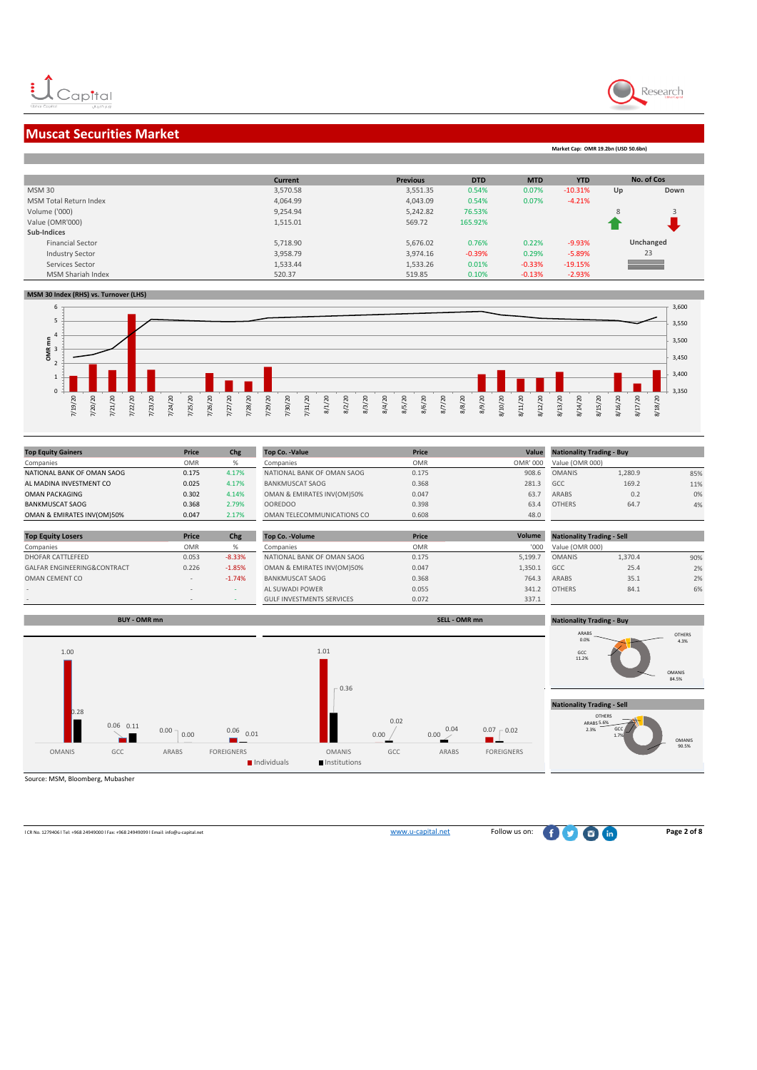# Muscat Securities Market

Market Cap: OMR 19.2bn (USD 50.6bn)

| | Current | Previous | DTD | MTD | YTD |
|---|---|---|---|---|---|
| MSM 30 | 3,570.58 | 3,551.35 | 0.54% | 0.07% | -10.31% |
| MSM Total Return Index | 4,064.99 | 4,043.09 | 0.54% | 0.07% | -4.21% |
| Volume ('000) | 9,254.94 | 5,242.82 | 76.53% | | |
| Value (OMR'000) | 1,515.01 | 569.72 | 165.92% | | |
| **Sub-Indices** | | | | | |
| Financial Sector | 5,718.90 | 5,676.02 | 0.76% | 0.22% | -9.93% |
| Industry Sector | 3,958.79 | 3,974.16 | -0.39% | 0.29% | -5.89% |
| Services Sector | 1,533.44 | 1,533.26 | 0.01% | -0.33% | -19.15% |
| MSM Shariah Index | 520.37 | 519.85 | 0.10% | -0.13% | -2.93% |

| No. of Cos | |
|---|---|
| Up | Down |
| 8 | 3 |
| Unchanged | |
| 23 | |

## MSM 30 Index (RHS) vs. Turnover (LHS)

| Top Equity Gainers | Price | Chg |
|---|---|---|
| Companies | OMR | % |
| NATIONAL BANK OF OMAN SAOG | 0.175 | 4.17% |
| AL MADINA INVESTMENT CO | 0.025 | 4.17% |
| OMAN PACKAGING | 0.302 | 4.14% |
| BANKMUSCAT SAOG | 0.368 | 2.79% |
| OMAN & EMIRATES INV(OM)50% | 0.047 | 2.17% |

| Top Co. -Value | Price | Value |
|---|---|---|
| Companies | OMR | OMR' 000 |
| NATIONAL BANK OF OMAN SAOG | 0.175 | 908.6 |
| BANKMUSCAT SAOG | 0.368 | 281.3 |
| OMAN & EMIRATES INV(OM)50% | 0.047 | 63.7 |
| OOREDOO | 0.398 | 63.4 |
| OMAN TELECOMMUNICATIONS CO | 0.608 | 48.0 |

| Nationality Trading - Buy | | |
|---|---|---|
| Value (OMR 000) | | |
| OMANIS | 1,280.9 | 85% |
| GCC | 169.2 | 11% |
| ARABS | 0.2 | 0% |
| OTHERS | 64.7 | 4% |

| Top Equity Losers | Price | Chg |
|---|---|---|
| Companies | OMR | % |
| DHOFAR CATTLEFEED | 0.053 | -8.33% |
| GALFAR ENGINEERING&CONTRACT | 0.226 | -1.85% |
| OMAN CEMENT CO | - | -1.74% |
| - | - | - |
| - | - | - |

| Top Co. -Volume | Price | Volume |
|---|---|---|
| Companies | OMR | '000 |
| NATIONAL BANK OF OMAN SAOG | 0.175 | 5,199.7 |
| OMAN & EMIRATES INV(OM)50% | 0.047 | 1,350.1 |
| BANKMUSCAT SAOG | 0.368 | 764.3 |
| AL SUWADI POWER | 0.055 | 341.2 |
| GULF INVESTMENTS SERVICES | 0.072 | 337.1 |

| Nationality Trading - Sell | | |
|---|---|---|
| Value (OMR 000) | | |
| OMANIS | 1,370.4 | 90% |
| GCC | 25.4 | 2% |
| ARABS | 35.1 | 2% |
| OTHERS | 84.1 | 6% |

## BUY - OMR mn / SELL - OMR mn

| | BUY Individuals | BUY Institutions | SELL Individuals | SELL Institutions |
|---|---|---|---|---|
| OMANIS | 1.00 | 0.28 | 1.01 | 0.36 |
| GCC | 0.06 | 0.11 | 0.00 | 0.02 |
| ARABS | 0.00 | 0.00 | 0.00 | 0.04 |
| FOREIGNERS | 0.06 | 0.01 | 0.07 | 0.02 |

## Nationality Trading - Buy

OMANIS 84.5%, GCC 11.2%, ARABS 0.0%, OTHERS 4.3%

## Nationality Trading - Sell

OMANIS 90.5%, GCC 1.7%, ARABS 2.3%, OTHERS 5.6%

Source: MSM, Bloomberg, Mubasher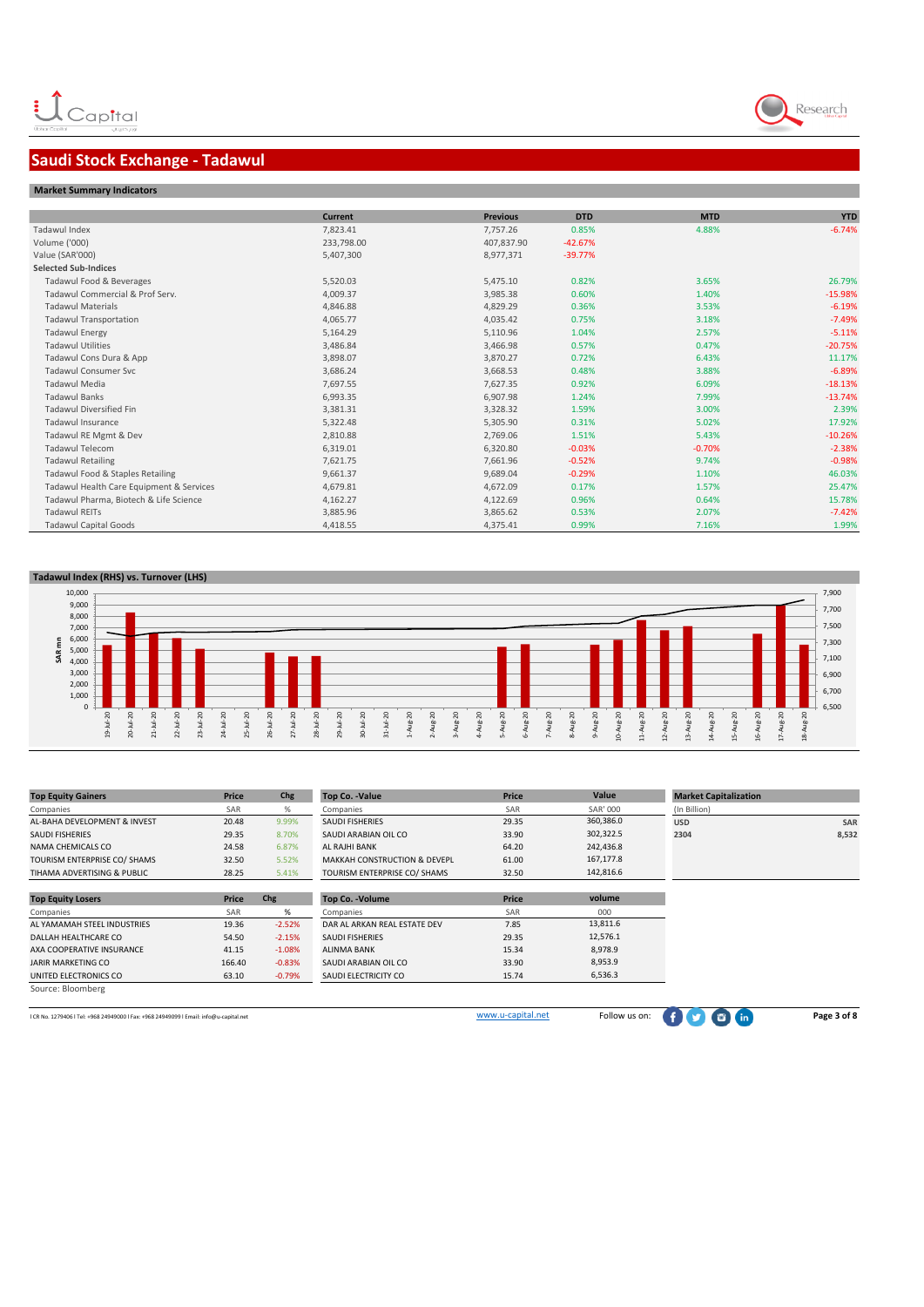# Saudi Stock Exchange - Tadawul

## Market Summary Indicators

| | Current | Previous | DTD | MTD | YTD |
|---|---|---|---|---|---|
| Tadawul Index | 7,823.41 | 7,757.26 | 0.85% | 4.88% | -6.74% |
| Volume ('000) | 233,798.00 | 407,837.90 | -42.67% | | |
| Value (SAR'000) | 5,407,300 | 8,977,371 | -39.77% | | |
| **Selected Sub-Indices** | | | | | |
| Tadawul Food & Beverages | 5,520.03 | 5,475.10 | 0.82% | 3.65% | 26.79% |
| Tadawul Commercial & Prof Serv. | 4,009.37 | 3,985.38 | 0.60% | 1.40% | -15.98% |
| Tadawul Materials | 4,846.88 | 4,829.29 | 0.36% | 3.53% | -6.19% |
| Tadawul Transportation | 4,065.77 | 4,035.42 | 0.75% | 3.18% | -7.49% |
| Tadawul Energy | 5,164.29 | 5,110.96 | 1.04% | 2.57% | -5.11% |
| Tadawul Utilities | 3,486.84 | 3,466.98 | 0.57% | 0.47% | -20.75% |
| Tadawul Cons Dura & App | 3,898.07 | 3,870.27 | 0.72% | 6.43% | 11.17% |
| Tadawul Consumer Svc | 3,686.24 | 3,668.53 | 0.48% | 3.88% | -6.89% |
| Tadawul Media | 7,697.55 | 7,627.35 | 0.92% | 6.09% | -18.13% |
| Tadawul Banks | 6,993.35 | 6,907.98 | 1.24% | 7.99% | -13.74% |
| Tadawul Diversified Fin | 3,381.31 | 3,328.32 | 1.59% | 3.00% | 2.39% |
| Tadawul Insurance | 5,322.48 | 5,305.90 | 0.31% | 5.02% | 17.92% |
| Tadawul RE Mgmt & Dev | 2,810.88 | 2,769.06 | 1.51% | 5.43% | -10.26% |
| Tadawul Telecom | 6,319.01 | 6,320.80 | -0.03% | -0.70% | -2.38% |
| Tadawul Retailing | 7,621.75 | 7,661.96 | -0.52% | 9.74% | -0.98% |
| Tadawul Food & Staples Retailing | 9,661.37 | 9,689.04 | -0.29% | 1.10% | 46.03% |
| Tadawul Health Care Equipment & Services | 4,679.81 | 4,672.09 | 0.17% | 1.57% | 25.47% |
| Tadawul Pharma, Biotech & Life Science | 4,162.27 | 4,122.69 | 0.96% | 0.64% | 15.78% |
| Tadawul REITs | 3,885.96 | 3,865.62 | 0.53% | 2.07% | -7.42% |
| Tadawul Capital Goods | 4,418.55 | 4,375.41 | 0.99% | 7.16% | 1.99% |

## Tadawul Index (RHS) vs. Turnover (LHS)

| Top Equity Gainers | Price | Chg |
|---|---|---|
| Companies | SAR | % |
| AL-BAHA DEVELOPMENT & INVEST | 20.48 | 9.99% |
| SAUDI FISHERIES | 29.35 | 8.70% |
| NAMA CHEMICALS CO | 24.58 | 6.87% |
| TOURISM ENTERPRISE CO/ SHAMS | 32.50 | 5.52% |
| TIHAMA ADVERTISING & PUBLIC | 28.25 | 5.41% |

| Top Equity Losers | Price | Chg |
|---|---|---|
| Companies | SAR | % |
| AL YAMAMAH STEEL INDUSTRIES | 19.36 | -2.52% |
| DALLAH HEALTHCARE CO | 54.50 | -2.15% |
| AXA COOPERATIVE INSURANCE | 41.15 | -1.08% |
| JARIR MARKETING CO | 166.40 | -0.83% |
| UNITED ELECTRONICS CO | 63.10 | -0.79% |

| Top Co. -Value | Price | Value |
|---|---|---|
| Companies | SAR | SAR' 000 |
| SAUDI FISHERIES | 29.35 | 360,386.0 |
| SAUDI ARABIAN OIL CO | 33.90 | 302,322.5 |
| AL RAJHI BANK | 64.20 | 242,436.8 |
| MAKKAH CONSTRUCTION & DEVEPL | 61.00 | 167,177.8 |
| TOURISM ENTERPRISE CO/ SHAMS | 32.50 | 142,816.6 |

| Top Co. -Volume | Price | volume |
|---|---|---|
| Companies | SAR | 000 |
| DAR AL ARKAN REAL ESTATE DEV | 7.85 | 13,811.6 |
| SAUDI FISHERIES | 29.35 | 12,576.1 |
| ALINMA BANK | 15.34 | 8,978.9 |
| SAUDI ARABIAN OIL CO | 33.90 | 8,953.9 |
| SAUDI ELECTRICITY CO | 15.74 | 6,536.3 |

| Market Capitalization | |
|---|---|
| (In Billion) | |
| USD | SAR |
| 2304 | 8,532 |

Source: Bloomberg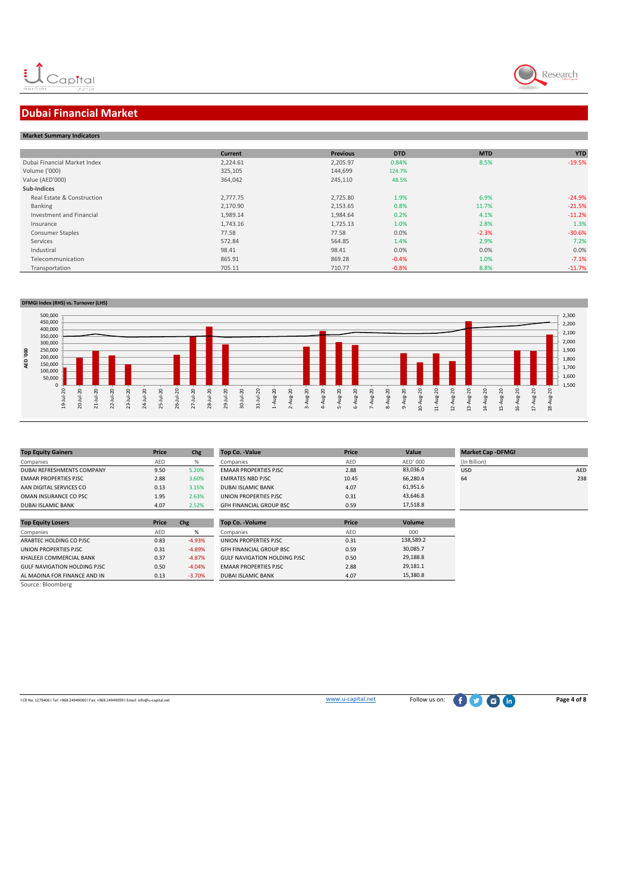# Dubai Financial Market

## Market Summary Indicators

| | Current | Previous | DTD | MTD | YTD |
|---|---|---|---|---|---|
| Dubai Financial Market Index | 2,224.61 | 2,205.97 | 0.84% | 8.5% | -19.5% |
| Volume ('000) | 325,105 | 144,699 | 124.7% | | |
| Value (AED'000) | 364,042 | 245,110 | 48.5% | | |
| **Sub-Indices** | | | | | |
| Real Estate & Construction | 2,777.75 | 2,725.80 | 1.9% | 6.9% | -24.9% |
| Banking | 2,170.90 | 2,153.65 | 0.8% | 11.7% | -21.5% |
| Investment and Financial | 1,989.14 | 1,984.64 | 0.2% | 4.1% | -11.2% |
| Insurance | 1,743.16 | 1,725.13 | 1.0% | 2.8% | 1.3% |
| Consumer Staples | 77.58 | 77.58 | 0.0% | -2.3% | -30.6% |
| Services | 572.84 | 564.85 | 1.4% | 2.9% | 7.2% |
| Industrial | 98.41 | 98.41 | 0.0% | 0.0% | 0.0% |
| Telecommunication | 865.91 | 869.28 | -0.4% | 1.0% | -7.1% |
| Transportation | 705.11 | 710.77 | -0.8% | 8.8% | -11.7% |

## DFMGI Index (RHS) vs. Turnover (LHS)

| Top Equity Gainers | Price | Chg |
|---|---|---|
| Companies | AED | % |
| DUBAI REFRESHMENTS COMPANY | 9.50 | 5.20% |
| EMAAR PROPERTIES PJSC | 2.88 | 3.60% |
| AAN DIGITAL SERVICES CO | 0.13 | 3.15% |
| OMAN INSURANCE CO PSC | 1.95 | 2.63% |
| DUBAI ISLAMIC BANK | 4.07 | 2.52% |

| Top Co. -Value | Price | Value |
|---|---|---|
| Companies | AED | AED' 000 |
| EMAAR PROPERTIES PJSC | 2.88 | 83,036.0 |
| EMIRATES NBD PJSC | 10.45 | 66,280.4 |
| DUBAI ISLAMIC BANK | 4.07 | 61,951.6 |
| UNION PROPERTIES PJSC | 0.31 | 43,646.8 |
| GFH FINANCIAL GROUP BSC | 0.59 | 17,518.8 |

| Market Cap -DFMGI | |
|---|---|
| (In Billion) | |
| USD | AED |
| 64 | 238 |

| Top Equity Losers | Price | Chg |
|---|---|---|
| Companies | AED | % |
| ARABTEC HOLDING CO PJSC | 0.83 | -4.93% |
| UNION PROPERTIES PJSC | 0.31 | -4.89% |
| KHALEEJI COMMERCIAL BANK | 0.37 | -4.87% |
| GULF NAVIGATION HOLDING PJSC | 0.50 | -4.04% |
| AL MADINA FOR FINANCE AND IN | 0.13 | -3.70% |

| Top Co. -Volume | Price | Volume |
|---|---|---|
| Companies | AED | 000 |
| UNION PROPERTIES PJSC | 0.31 | 138,589.2 |
| GFH FINANCIAL GROUP BSC | 0.59 | 30,085.7 |
| GULF NAVIGATION HOLDING PJSC | 0.50 | 29,188.8 |
| EMAAR PROPERTIES PJSC | 2.88 | 29,181.1 |
| DUBAI ISLAMIC BANK | 4.07 | 15,380.8 |

Source: Bloomberg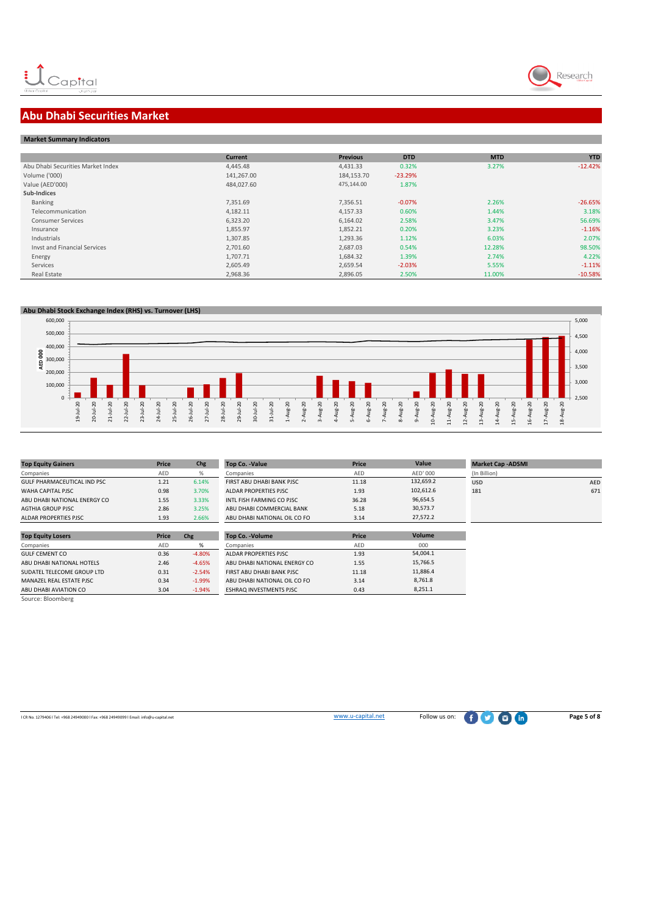# Abu Dhabi Securities Market

## Market Summary Indicators

| | Current | Previous | DTD | MTD | YTD |
|---|---|---|---|---|---|
| Abu Dhabi Securities Market Index | 4,445.48 | 4,431.33 | 0.32% | 3.27% | -12.42% |
| Volume ('000) | 141,267.00 | 184,153.70 | -23.29% | | |
| Value (AED'000) | 484,027.60 | 475,144.00 | 1.87% | | |
| **Sub-Indices** | | | | | |
| Banking | 7,351.69 | 7,356.51 | -0.07% | 2.26% | -26.65% |
| Telecommunication | 4,182.11 | 4,157.33 | 0.60% | 1.44% | 3.18% |
| Consumer Services | 6,323.20 | 6,164.02 | 2.58% | 3.47% | 56.69% |
| Insurance | 1,855.97 | 1,852.21 | 0.20% | 3.23% | -1.16% |
| Industrials | 1,307.85 | 1,293.36 | 1.12% | 6.03% | 2.07% |
| Invst and Financial Services | 2,701.60 | 2,687.03 | 0.54% | 12.28% | 98.50% |
| Energy | 1,707.71 | 1,684.32 | 1.39% | 2.74% | 4.22% |
| Services | 2,605.49 | 2,659.54 | -2.03% | 5.55% | -1.11% |
| Real Estate | 2,968.36 | 2,896.05 | 2.50% | 11.00% | -10.58% |

## Abu Dhabi Stock Exchange Index (RHS) vs. Turnover (LHS)

| Top Equity Gainers | Price | Chg |
|---|---|---|
| Companies | AED | % |
| GULF PHARMACEUTICAL IND PSC | 1.21 | 6.14% |
| WAHA CAPITAL PJSC | 0.98 | 3.70% |
| ABU DHABI NATIONAL ENERGY CO | 1.55 | 3.33% |
| AGTHIA GROUP PJSC | 2.86 | 3.25% |
| ALDAR PROPERTIES PJSC | 1.93 | 2.66% |

| Top Co. -Value | Price | Value |
|---|---|---|
| Companies | AED | AED' 000 |
| FIRST ABU DHABI BANK PJSC | 11.18 | 132,659.2 |
| ALDAR PROPERTIES PJSC | 1.93 | 102,612.6 |
| INTL FISH FARMING CO PJSC | 36.28 | 96,654.5 |
| ABU DHABI COMMERCIAL BANK | 5.18 | 30,573.7 |
| ABU DHABI NATIONAL OIL CO FO | 3.14 | 27,572.2 |

| Market Cap -ADSMI | |
|---|---|
| (In Billion) | |
| USD | AED |
| 181 | 671 |

| Top Equity Losers | Price | Chg |
|---|---|---|
| Companies | AED | % |
| GULF CEMENT CO | 0.36 | -4.80% |
| ABU DHABI NATIONAL HOTELS | 2.46 | -4.65% |
| SUDATEL TELECOME GROUP LTD | 0.31 | -2.54% |
| MANAZEL REAL ESTATE PJSC | 0.34 | -1.99% |
| ABU DHABI AVIATION CO | 3.04 | -1.94% |

| Top Co. -Volume | Price | Volume |
|---|---|---|
| Companies | AED | 000 |
| ALDAR PROPERTIES PJSC | 1.93 | 54,004.1 |
| ABU DHABI NATIONAL ENERGY CO | 1.55 | 15,766.5 |
| FIRST ABU DHABI BANK PJSC | 11.18 | 11,886.4 |
| ABU DHABI NATIONAL OIL CO FO | 3.14 | 8,761.8 |
| ESHRAQ INVESTMENTS PJSC | 0.43 | 8,251.1 |

Source: Bloomberg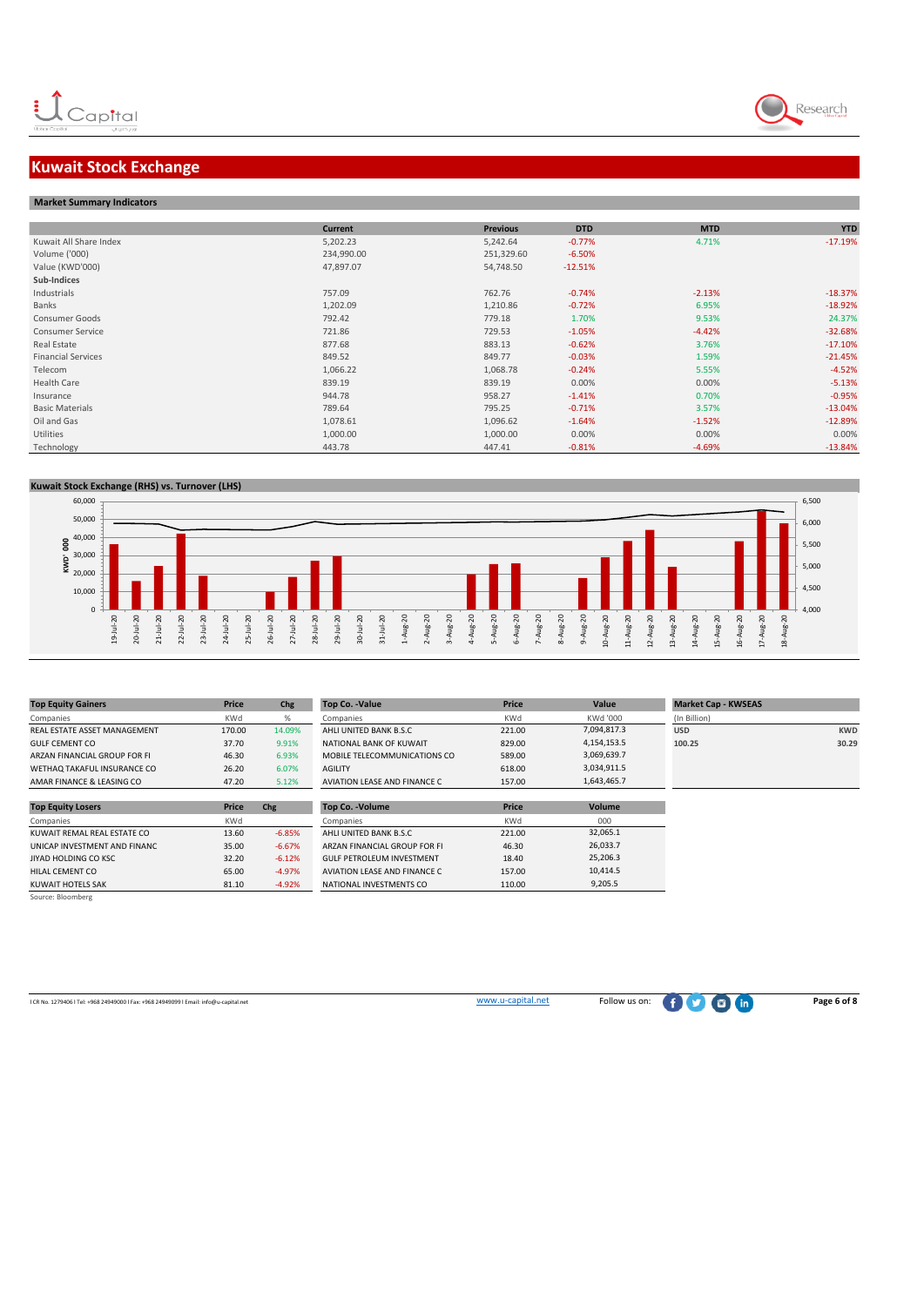# Kuwait Stock Exchange

## Market Summary Indicators

| | Current | Previous | DTD | MTD | YTD |
|---|---|---|---|---|---|
| Kuwait All Share Index | 5,202.23 | 5,242.64 | -0.77% | 4.71% | -17.19% |
| Volume ('000) | 234,990.00 | 251,329.60 | -6.50% | | |
| Value (KWD'000) | 47,897.07 | 54,748.50 | -12.51% | | |
| **Sub-Indices** | | | | | |
| Industrials | 757.09 | 762.76 | -0.74% | -2.13% | -18.37% |
| Banks | 1,202.09 | 1,210.86 | -0.72% | 6.95% | -18.92% |
| Consumer Goods | 792.42 | 779.18 | 1.70% | 9.53% | 24.37% |
| Consumer Service | 721.86 | 729.53 | -1.05% | -4.42% | -32.68% |
| Real Estate | 877.68 | 883.13 | -0.62% | 3.76% | -17.10% |
| Financial Services | 849.52 | 849.77 | -0.03% | 1.59% | -21.45% |
| Telecom | 1,066.22 | 1,068.78 | -0.24% | 5.55% | -4.52% |
| Health Care | 839.19 | 839.19 | 0.00% | 0.00% | -5.13% |
| Insurance | 944.78 | 958.27 | -1.41% | 0.70% | -0.95% |
| Basic Materials | 789.64 | 795.25 | -0.71% | 3.57% | -13.04% |
| Oil and Gas | 1,078.61 | 1,096.62 | -1.64% | -1.52% | -12.89% |
| Utilities | 1,000.00 | 1,000.00 | 0.00% | 0.00% | 0.00% |
| Technology | 443.78 | 447.41 | -0.81% | -4.69% | -13.84% |

## Kuwait Stock Exchange (RHS) vs. Turnover (LHS)

| Top Equity Gainers | Price | Chg |
|---|---|---|
| Companies | KWd | % |
| REAL ESTATE ASSET MANAGEMENT | 170.00 | 14.09% |
| GULF CEMENT CO | 37.70 | 9.91% |
| ARZAN FINANCIAL GROUP FOR FI | 46.30 | 6.93% |
| WETHAQ TAKAFUL INSURANCE CO | 26.20 | 6.07% |
| AMAR FINANCE & LEASING CO | 47.20 | 5.12% |

| Top Co. -Value | Price | Value |
|---|---|---|
| Companies | KWd | KWd '000 |
| AHLI UNITED BANK B.S.C | 221.00 | 7,094,817.3 |
| NATIONAL BANK OF KUWAIT | 829.00 | 4,154,153.5 |
| MOBILE TELECOMMUNICATIONS CO | 589.00 | 3,069,639.7 |
| AGILITY | 618.00 | 3,034,911.5 |
| AVIATION LEASE AND FINANCE C | 157.00 | 1,643,465.7 |

| Market Cap - KWSEAS | |
|---|---|
| (In Billion) | |
| USD | KWD |
| 100.25 | 30.29 |

| Top Equity Losers | Price | Chg |
|---|---|---|
| Companies | KWd | |
| KUWAIT REMAL REAL ESTATE CO | 13.60 | -6.85% |
| UNICAP INVESTMENT AND FINANC | 35.00 | -6.67% |
| JIYAD HOLDING CO KSC | 32.20 | -6.12% |
| HILAL CEMENT CO | 65.00 | -4.97% |
| KUWAIT HOTELS SAK | 81.10 | -4.92% |

| Top Co. -Volume | Price | Volume |
|---|---|---|
| Companies | KWd | 000 |
| AHLI UNITED BANK B.S.C | 221.00 | 32,065.1 |
| ARZAN FINANCIAL GROUP FOR FI | 46.30 | 26,033.7 |
| GULF PETROLEUM INVESTMENT | 18.40 | 25,206.3 |
| AVIATION LEASE AND FINANCE C | 157.00 | 10,414.5 |
| NATIONAL INVESTMENTS CO | 110.00 | 9,205.5 |

Source: Bloomberg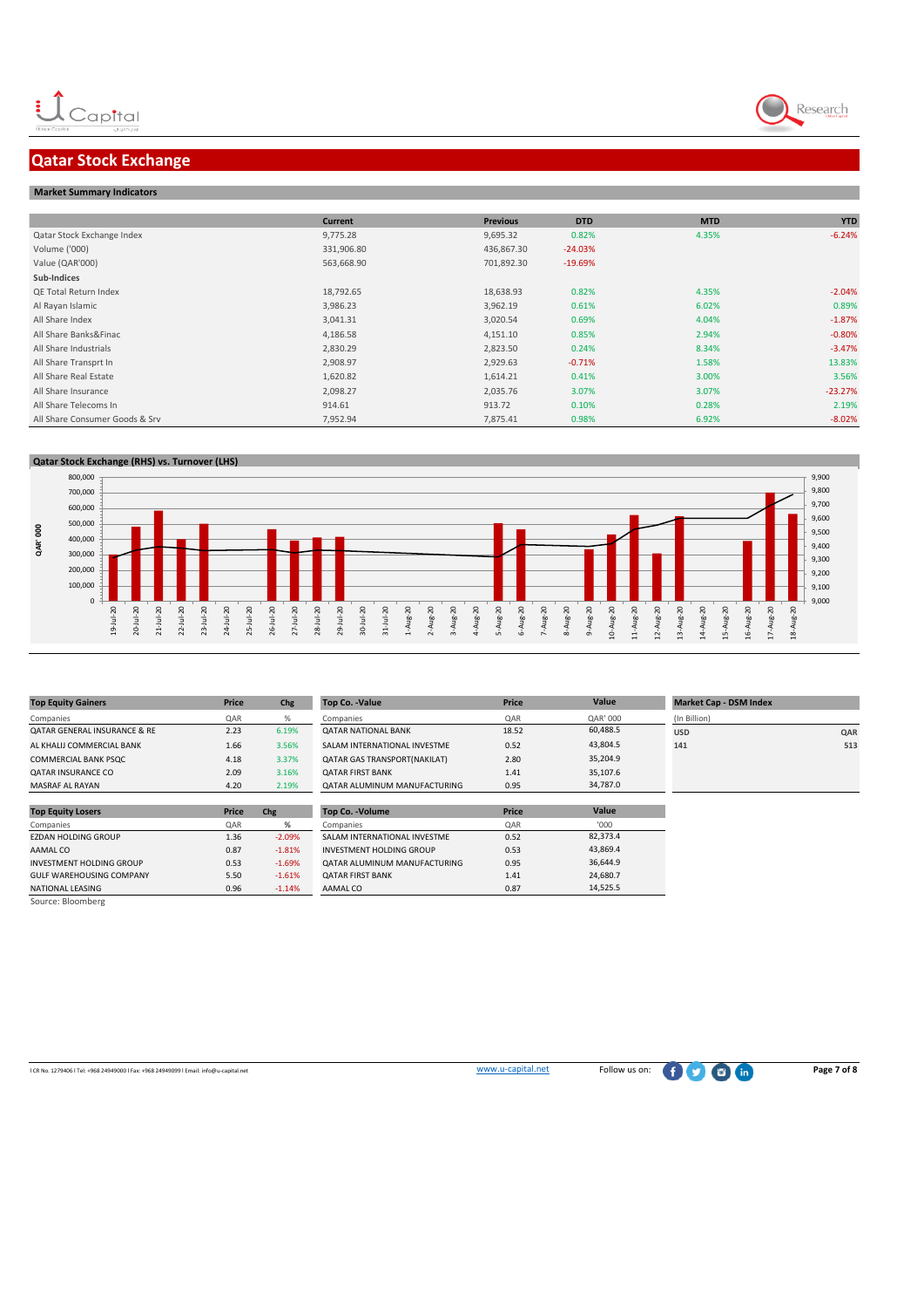# Qatar Stock Exchange

## Market Summary Indicators

| | Current | Previous | DTD | MTD | YTD |
|---|---|---|---|---|---|
| Qatar Stock Exchange Index | 9,775.28 | 9,695.32 | 0.82% | 4.35% | -6.24% |
| Volume ('000) | 331,906.80 | 436,867.30 | -24.03% | | |
| Value (QAR'000) | 563,668.90 | 701,892.30 | -19.69% | | |
| **Sub-Indices** | | | | | |
| QE Total Return Index | 18,792.65 | 18,638.93 | 0.82% | 4.35% | -2.04% |
| Al Rayan Islamic | 3,986.23 | 3,962.19 | 0.61% | 6.02% | 0.89% |
| All Share Index | 3,041.31 | 3,020.54 | 0.69% | 4.04% | -1.87% |
| All Share Banks&Finac | 4,186.58 | 4,151.10 | 0.85% | 2.94% | -0.80% |
| All Share Industrials | 2,830.29 | 2,823.50 | 0.24% | 8.34% | -3.47% |
| All Share Transprt In | 2,908.97 | 2,929.63 | -0.71% | 1.58% | 13.83% |
| All Share Real Estate | 1,620.82 | 1,614.21 | 0.41% | 3.00% | 3.56% |
| All Share Insurance | 2,098.27 | 2,035.76 | 3.07% | 3.07% | -23.27% |
| All Share Telecoms In | 914.61 | 913.72 | 0.10% | 0.28% | 2.19% |
| All Share Consumer Goods & Srv | 7,952.94 | 7,875.41 | 0.98% | 6.92% | -8.02% |

## Qatar Stock Exchange (RHS) vs. Turnover (LHS)

| Top Equity Gainers | Price | Chg |
|---|---|---|
| Companies | QAR | % |
| QATAR GENERAL INSURANCE & RE | 2.23 | 6.19% |
| AL KHALIJ COMMERCIAL BANK | 1.66 | 3.56% |
| COMMERCIAL BANK PSQC | 4.18 | 3.37% |
| QATAR INSURANCE CO | 2.09 | 3.16% |
| MASRAF AL RAYAN | 4.20 | 2.19% |

| Top Co. -Value | Price | Value |
|---|---|---|
| Companies | QAR | QAR' 000 |
| QATAR NATIONAL BANK | 18.52 | 60,488.5 |
| SALAM INTERNATIONAL INVESTME | 0.52 | 43,804.5 |
| QATAR GAS TRANSPORT(NAKILAT) | 2.80 | 35,204.9 |
| QATAR FIRST BANK | 1.41 | 35,107.6 |
| QATAR ALUMINUM MANUFACTURING | 0.95 | 34,787.0 |

| Market Cap - DSM Index | |
|---|---|
| (In Billion) | |
| USD | QAR |
| 141 | 513 |

| Top Equity Losers | Price | Chg |
|---|---|---|
| Companies | QAR | % |
| EZDAN HOLDING GROUP | 1.36 | -2.09% |
| AAMAL CO | 0.87 | -1.81% |
| INVESTMENT HOLDING GROUP | 0.53 | -1.69% |
| GULF WAREHOUSING COMPANY | 5.50 | -1.61% |
| NATIONAL LEASING | 0.96 | -1.14% |

| Top Co. -Volume | Price | Value |
|---|---|---|
| Companies | QAR | '000 |
| SALAM INTERNATIONAL INVESTME | 0.52 | 82,373.4 |
| INVESTMENT HOLDING GROUP | 0.53 | 43,869.4 |
| QATAR ALUMINUM MANUFACTURING | 0.95 | 36,644.9 |
| QATAR FIRST BANK | 1.41 | 24,680.7 |
| AAMAL CO | 0.87 | 14,525.5 |

Source: Bloomberg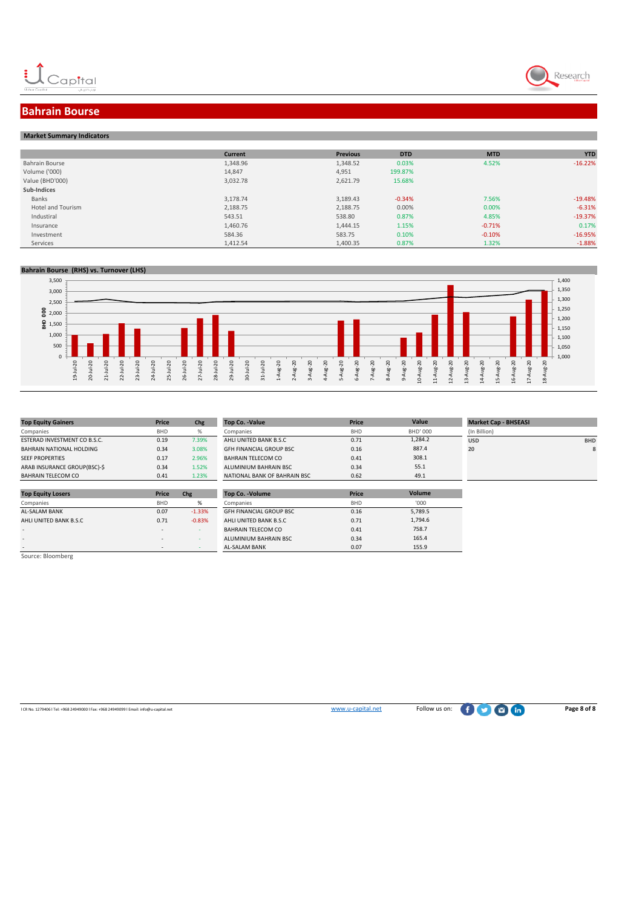# Bahrain Bourse

## Market Summary Indicators

| | Current | Previous | DTD | MTD | YTD |
|---|---|---|---|---|---|
| Bahrain Bourse | 1,348.96 | 1,348.52 | 0.03% | 4.52% | -16.22% |
| Volume ('000) | 14,847 | 4,951 | 199.87% | | |
| Value (BHD'000) | 3,032.78 | 2,621.79 | 15.68% | | |
| **Sub-Indices** | | | | | |
| Banks | 3,178.74 | 3,189.43 | -0.34% | 7.56% | -19.48% |
| Hotel and Tourism | 2,188.75 | 2,188.75 | 0.00% | 0.00% | -6.31% |
| Industrial | 543.51 | 538.80 | 0.87% | 4.85% | -19.37% |
| Insurance | 1,460.76 | 1,444.15 | 1.15% | -0.71% | 0.17% |
| Investment | 584.36 | 583.75 | 0.10% | -0.10% | -16.95% |
| Services | 1,412.54 | 1,400.35 | 0.87% | 1.32% | -1.88% |

## Bahrain Bourse (RHS) vs. Turnover (LHS)

| Top Equity Gainers | Price | Chg |
|---|---|---|
| Companies | BHD | % |
| ESTERAD INVESTMENT CO B.S.C. | 0.19 | 7.39% |
| BAHRAIN NATIONAL HOLDING | 0.34 | 3.08% |
| SEEF PROPERTIES | 0.17 | 2.96% |
| ARAB INSURANCE GROUP(BSC)-$ | 0.34 | 1.52% |
| BAHRAIN TELECOM CO | 0.41 | 1.23% |

| Top Equity Losers | Price | Chg |
|---|---|---|
| Companies | BHD | % |
| AL-SALAM BANK | 0.07 | -1.33% |
| AHLI UNITED BANK B.S.C | 0.71 | -0.83% |
| - | - | - |
| - | - | - |
| - | - | - |

| Top Co. -Value | Price | Value |
|---|---|---|
| Companies | BHD | BHD' 000 |
| AHLI UNITED BANK B.S.C | 0.71 | 1,284.2 |
| GFH FINANCIAL GROUP BSC | 0.16 | 887.4 |
| BAHRAIN TELECOM CO | 0.41 | 308.1 |
| ALUMINIUM BAHRAIN BSC | 0.34 | 55.1 |
| NATIONAL BANK OF BAHRAIN BSC | 0.62 | 49.1 |

| Top Co. -Volume | Price | Volume |
|---|---|---|
| Companies | BHD | '000 |
| GFH FINANCIAL GROUP BSC | 0.16 | 5,789.5 |
| AHLI UNITED BANK B.S.C | 0.71 | 1,794.6 |
| BAHRAIN TELECOM CO | 0.41 | 758.7 |
| ALUMINIUM BAHRAIN BSC | 0.34 | 165.4 |
| AL-SALAM BANK | 0.07 | 155.9 |

| Market Cap - BHSEASI | |
|---|---|
| (In Billion) | |
| USD | BHD |
| 20 | 8 |

Source: Bloomberg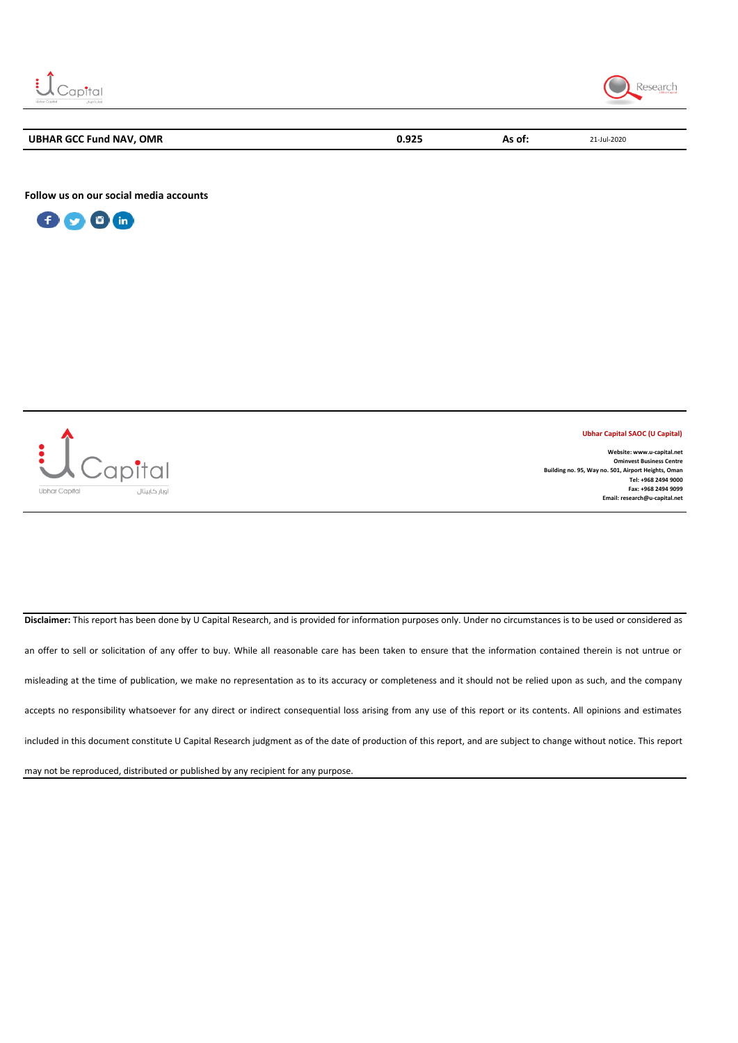| UBHAR GCC Fund NAV, OMR | 0.925 | As of: | 21-Jul-2020 |
|---|---|---|---|

**Follow us on our social media accounts**

**Ubhar Capital SAOC (U Capital)**

**Website: www.u-capital.net**
**Ominvest Business Centre**
**Building no. 95, Way no. 501, Airport Heights, Oman**
**Tel: +968 2494 9000**
**Fax: +968 2494 9099**
**Email: research@u-capital.net**

**Disclaimer:** This report has been done by U Capital Research, and is provided for information purposes only. Under no circumstances is to be used or considered as an offer to sell or solicitation of any offer to buy. While all reasonable care has been taken to ensure that the information contained therein is not untrue or misleading at the time of publication, we make no representation as to its accuracy or completeness and it should not be relied upon as such, and the company accepts no responsibility whatsoever for any direct or indirect consequential loss arising from any use of this report or its contents. All opinions and estimates included in this document constitute U Capital Research judgment as of the date of production of this report, and are subject to change without notice. This report may not be reproduced, distributed or published by any recipient for any purpose.